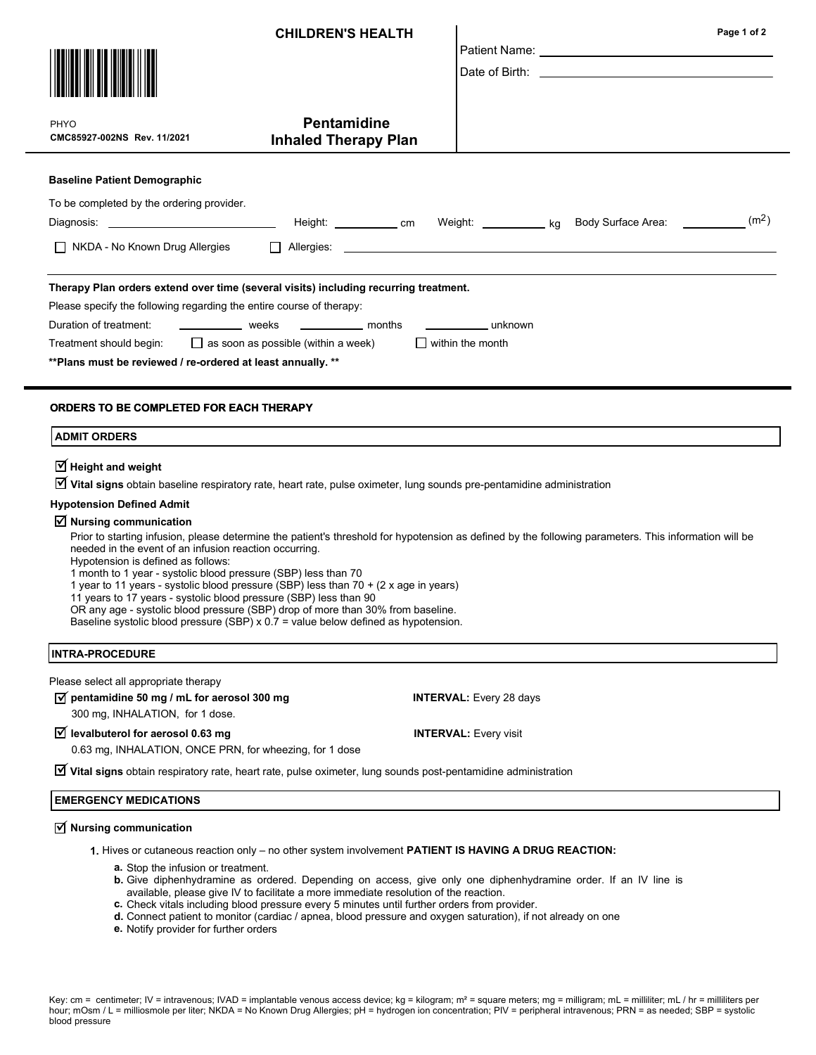**CHILDREN'S HEALTH**

PHYO
**CMC85927-002NS Rev. 11/2021**

# Pentamidine Inhaled Therapy Plan

Patient Name: \_\_\_\_\_\_\_\_\_\_\_\_\_\_\_\_\_\_\_\_\_\_\_\_\_\_\_\_\_\_

Date of Birth: \_\_\_\_\_\_\_\_\_\_\_\_\_\_\_\_\_\_\_\_\_\_\_\_\_\_\_\_\_\_

**Baseline Patient Demographic**

To be completed by the ordering provider.

Diagnosis: \_\_\_\_\_\_\_\_\_\_\_\_\_\_\_\_\_\_\_\_ Height: \_\_\_\_\_\_\_\_ cm Weight: \_\_\_\_\_\_\_\_ kg Body Surface Area: \_\_\_\_\_\_\_\_ ($m^2$)

☐ NKDA - No Known Drug Allergies ☐ Allergies: \_\_\_\_\_\_\_\_\_\_\_\_\_\_\_\_\_\_\_\_\_\_\_\_\_\_\_\_\_\_

**Therapy Plan orders extend over time (several visits) including recurring treatment.**

Please specify the following regarding the entire course of therapy:

Duration of treatment: \_\_\_\_\_\_\_\_ weeks \_\_\_\_\_\_\_\_ months \_\_\_\_\_\_\_\_ unknown

Treatment should begin: ☐ as soon as possible (within a week) ☐ within the month

**\*\*Plans must be reviewed / re-ordered at least annually. \*\***

## ORDERS TO BE COMPLETED FOR EACH THERAPY

### ADMIT ORDERS

☑ **Height and weight**

☑ **Vital signs** obtain baseline respiratory rate, heart rate, pulse oximeter, lung sounds pre-pentamidine administration

**Hypotension Defined Admit**

☑ **Nursing communication**

Prior to starting infusion, please determine the patient's threshold for hypotension as defined by the following parameters. This information will be needed in the event of an infusion reaction occurring.
Hypotension is defined as follows:
1 month to 1 year - systolic blood pressure (SBP) less than 70
1 year to 11 years - systolic blood pressure (SBP) less than 70 + (2 x age in years)
11 years to 17 years - systolic blood pressure (SBP) less than 90
OR any age - systolic blood pressure (SBP) drop of more than 30% from baseline.
Baseline systolic blood pressure (SBP) x 0.7 = value below defined as hypotension.

### INTRA-PROCEDURE

Please select all appropriate therapy

☑ **pentamidine 50 mg / mL for aerosol 300 mg** **INTERVAL:** Every 28 days
300 mg, INHALATION, for 1 dose.

☑ **levalbuterol for aerosol 0.63 mg** **INTERVAL:** Every visit
0.63 mg, INHALATION, ONCE PRN, for wheezing, for 1 dose

☑ **Vital signs** obtain respiratory rate, heart rate, pulse oximeter, lung sounds post-pentamidine administration

### EMERGENCY MEDICATIONS

☑ **Nursing communication**

1. Hives or cutaneous reaction only – no other system involvement **PATIENT IS HAVING A DRUG REACTION:**
   a. Stop the infusion or treatment.
   b. Give diphenhydramine as ordered. Depending on access, give only one diphenhydramine order. If an IV line is available, please give IV to facilitate a more immediate resolution of the reaction.
   c. Check vitals including blood pressure every 5 minutes until further orders from provider.
   d. Connect patient to monitor (cardiac / apnea, blood pressure and oxygen saturation), if not already on one
   e. Notify provider for further orders

Key: cm = centimeter; IV = intravenous; IVAD = implantable venous access device; kg = kilogram; m² = square meters; mg = milligram; mL = milliliter; mL / hr = milliliters per hour; mOsm / L = milliosmole per liter; NKDA = No Known Drug Allergies; pH = hydrogen ion concentration; PIV = peripheral intravenous; PRN = as needed; SBP = systolic blood pressure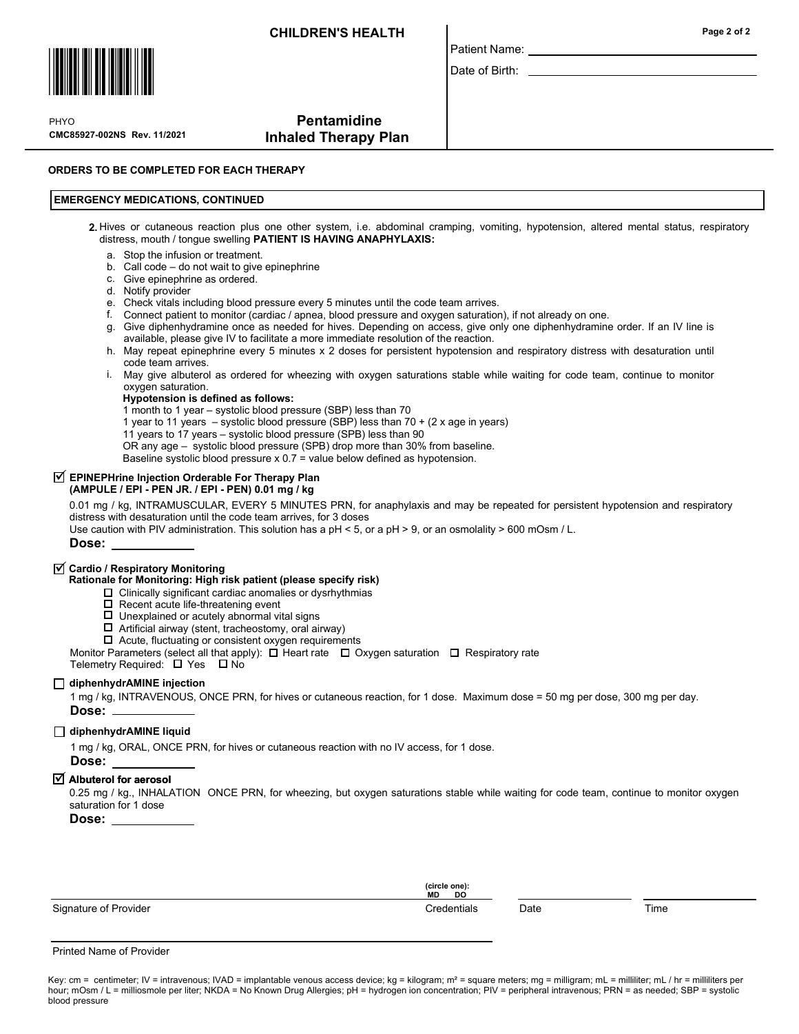# CHILDREN'S HEALTH

Patient Name: ______________________

Date of Birth: ______________________

PHYO
**CMC85927-002NS Rev. 11/2021**

## Pentamidine Inhaled Therapy Plan

**ORDERS TO BE COMPLETED FOR EACH THERAPY**

### EMERGENCY MEDICATIONS, CONTINUED

2. Hives or cutaneous reaction plus one other system, i.e. abdominal cramping, vomiting, hypotension, altered mental status, respiratory distress, mouth / tongue swelling **PATIENT IS HAVING ANAPHYLAXIS:**

   a. Stop the infusion or treatment.
   b. Call code – do not wait to give epinephrine
   c. Give epinephrine as ordered.
   d. Notify provider
   e. Check vitals including blood pressure every 5 minutes until the code team arrives.
   f. Connect patient to monitor (cardiac / apnea, blood pressure and oxygen saturation), if not already on one.
   g. Give diphenhydramine once as needed for hives. Depending on access, give only one diphenhydramine order. If an IV line is available, please give IV to facilitate a more immediate resolution of the reaction.
   h. May repeat epinephrine every 5 minutes x 2 doses for persistent hypotension and respiratory distress with desaturation until code team arrives.
   i. May give albuterol as ordered for wheezing with oxygen saturations stable while waiting for code team, continue to monitor oxygen saturation.

   **Hypotension is defined as follows:**
   1 month to 1 year – systolic blood pressure (SBP) less than 70
   1 year to 11 years – systolic blood pressure (SBP) less than 70 + (2 x age in years)
   11 years to 17 years – systolic blood pressure (SPB) less than 90
   OR any age – systolic blood pressure (SPB) drop more than 30% from baseline.
   Baseline systolic blood pressure x 0.7 = value below defined as hypotension.

☑ **EPINEPHrine Injection Orderable For Therapy Plan (AMPULE / EPI - PEN JR. / EPI - PEN) 0.01 mg / kg**

0.01 mg / kg, INTRAMUSCULAR, EVERY 5 MINUTES PRN, for anaphylaxis and may be repeated for persistent hypotension and respiratory distress with desaturation until the code team arrives, for 3 doses
Use caution with PIV administration. This solution has a pH < 5, or a pH > 9, or an osmolality > 600 mOsm / L.

**Dose:** ____________

☑ **Cardio / Respiratory Monitoring**
**Rationale for Monitoring: High risk patient (please specify risk)**

- ☐ Clinically significant cardiac anomalies or dysrhythmias
- ☐ Recent acute life-threatening event
- ☐ Unexplained or acutely abnormal vital signs
- ☐ Artificial airway (stent, tracheostomy, oral airway)
- ☐ Acute, fluctuating or consistent oxygen requirements

Monitor Parameters (select all that apply): ☐ Heart rate ☐ Oxygen saturation ☐ Respiratory rate
Telemetry Required: ☐ Yes ☐ No

☐ **diphenhydrAMINE injection**

1 mg / kg, INTRAVENOUS, ONCE PRN, for hives or cutaneous reaction, for 1 dose. Maximum dose = 50 mg per dose, 300 mg per day.

**Dose:** ____________

☐ **diphenhydrAMINE liquid**

1 mg / kg, ORAL, ONCE PRN, for hives or cutaneous reaction with no IV access, for 1 dose.

**Dose:** ____________

☑ **Albuterol for aerosol**

0.25 mg / kg., INHALATION ONCE PRN, for wheezing, but oxygen saturations stable while waiting for code team, continue to monitor oxygen saturation for 1 dose

**Dose:** ____________

| Signature of Provider | Credentials (circle one): MD DO | Date | Time |
|---|---|---|---|
| | | | |

Printed Name of Provider ______________________

Key: cm = centimeter; IV = intravenous; IVAD = implantable venous access device; kg = kilogram; m² = square meters; mg = milligram; mL = milliliter; mL / hr = milliliters per hour; mOsm / L = milliosmole per liter; NKDA = No Known Drug Allergies; pH = hydrogen ion concentration; PIV = peripheral intravenous; PRN = as needed; SBP = systolic blood pressure